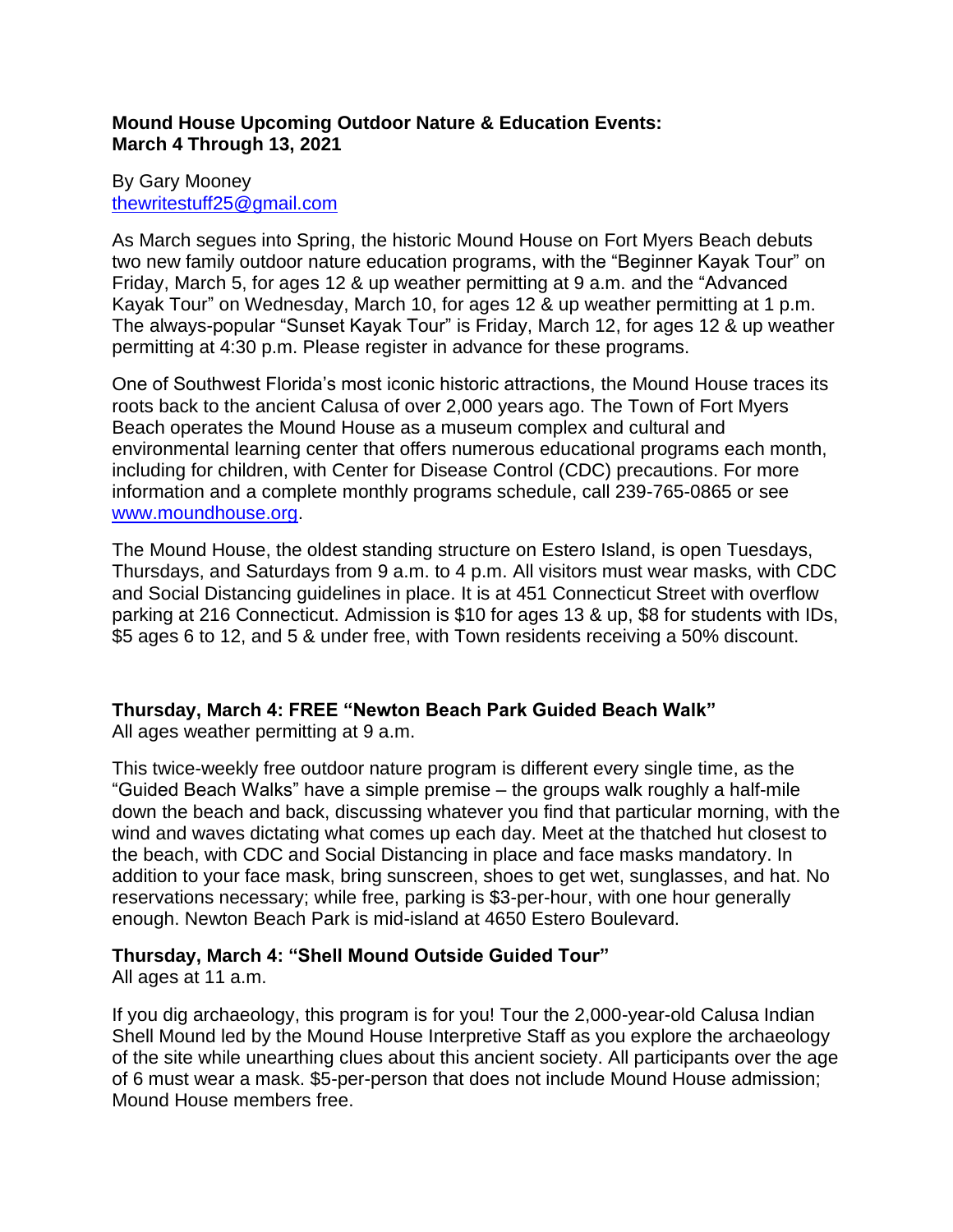**Mound House Upcoming Outdoor Nature & Education Events:**
**March 4 Through 13, 2021**

By Gary Mooney
thewritestuff25@gmail.com

As March segues into Spring, the historic Mound House on Fort Myers Beach debuts two new family outdoor nature education programs, with the "Beginner Kayak Tour" on Friday, March 5, for ages 12 & up weather permitting at 9 a.m. and the "Advanced Kayak Tour" on Wednesday, March 10, for ages 12 & up weather permitting at 1 p.m. The always-popular "Sunset Kayak Tour" is Friday, March 12, for ages 12 & up weather permitting at 4:30 p.m. Please register in advance for these programs.

One of Southwest Florida's most iconic historic attractions, the Mound House traces its roots back to the ancient Calusa of over 2,000 years ago. The Town of Fort Myers Beach operates the Mound House as a museum complex and cultural and environmental learning center that offers numerous educational programs each month, including for children, with Center for Disease Control (CDC) precautions. For more information and a complete monthly programs schedule, call 239-765-0865 or see www.moundhouse.org.

The Mound House, the oldest standing structure on Estero Island, is open Tuesdays, Thursdays, and Saturdays from 9 a.m. to 4 p.m. All visitors must wear masks, with CDC and Social Distancing guidelines in place. It is at 451 Connecticut Street with overflow parking at 216 Connecticut. Admission is $10 for ages 13 & up, $8 for students with IDs, $5 ages 6 to 12, and 5 & under free, with Town residents receiving a 50% discount.

**Thursday, March 4: FREE "Newton Beach Park Guided Beach Walk"**
All ages weather permitting at 9 a.m.

This twice-weekly free outdoor nature program is different every single time, as the "Guided Beach Walks" have a simple premise – the groups walk roughly a half-mile down the beach and back, discussing whatever you find that particular morning, with the wind and waves dictating what comes up each day. Meet at the thatched hut closest to the beach, with CDC and Social Distancing in place and face masks mandatory. In addition to your face mask, bring sunscreen, shoes to get wet, sunglasses, and hat. No reservations necessary; while free, parking is $3-per-hour, with one hour generally enough. Newton Beach Park is mid-island at 4650 Estero Boulevard.

**Thursday, March 4: "Shell Mound Outside Guided Tour"**
All ages at 11 a.m.

If you dig archaeology, this program is for you! Tour the 2,000-year-old Calusa Indian Shell Mound led by the Mound House Interpretive Staff as you explore the archaeology of the site while unearthing clues about this ancient society. All participants over the age of 6 must wear a mask. $5-per-person that does not include Mound House admission; Mound House members free.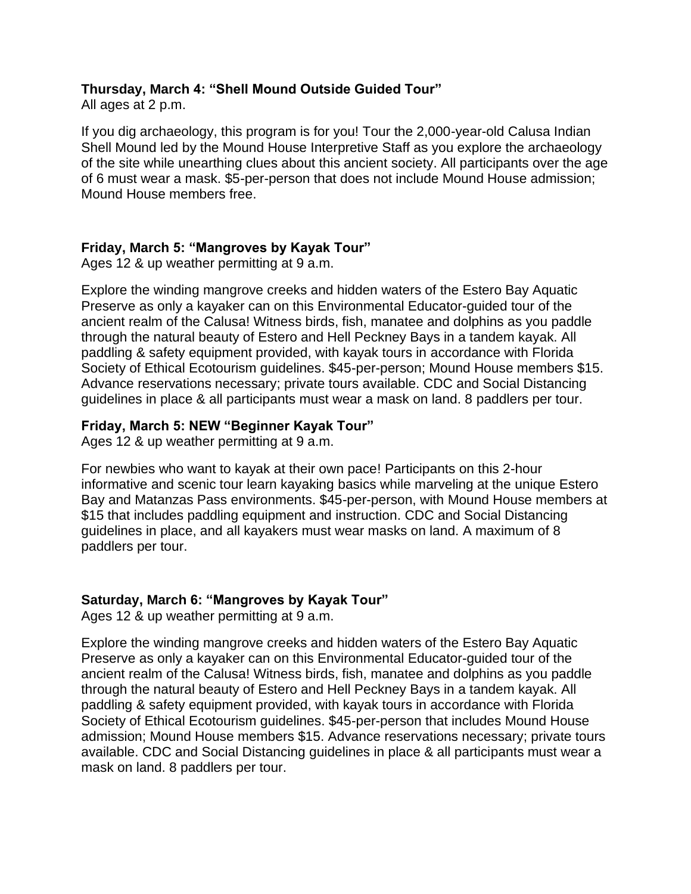**Thursday, March 4: “Shell Mound Outside Guided Tour”**
All ages at 2 p.m.

If you dig archaeology, this program is for you! Tour the 2,000-year-old Calusa Indian Shell Mound led by the Mound House Interpretive Staff as you explore the archaeology of the site while unearthing clues about this ancient society. All participants over the age of 6 must wear a mask. $5-per-person that does not include Mound House admission; Mound House members free.

**Friday, March 5: “Mangroves by Kayak Tour”**
Ages 12 & up weather permitting at 9 a.m.

Explore the winding mangrove creeks and hidden waters of the Estero Bay Aquatic Preserve as only a kayaker can on this Environmental Educator-guided tour of the ancient realm of the Calusa! Witness birds, fish, manatee and dolphins as you paddle through the natural beauty of Estero and Hell Peckney Bays in a tandem kayak. All paddling & safety equipment provided, with kayak tours in accordance with Florida Society of Ethical Ecotourism guidelines. $45-per-person; Mound House members $15. Advance reservations necessary; private tours available. CDC and Social Distancing guidelines in place & all participants must wear a mask on land. 8 paddlers per tour.

**Friday, March 5: NEW “Beginner Kayak Tour”**
Ages 12 & up weather permitting at 9 a.m.

For newbies who want to kayak at their own pace! Participants on this 2-hour informative and scenic tour learn kayaking basics while marveling at the unique Estero Bay and Matanzas Pass environments. $45-per-person, with Mound House members at $15 that includes paddling equipment and instruction. CDC and Social Distancing guidelines in place, and all kayakers must wear masks on land. A maximum of 8 paddlers per tour.

**Saturday, March 6: “Mangroves by Kayak Tour”**
Ages 12 & up weather permitting at 9 a.m.

Explore the winding mangrove creeks and hidden waters of the Estero Bay Aquatic Preserve as only a kayaker can on this Environmental Educator-guided tour of the ancient realm of the Calusa! Witness birds, fish, manatee and dolphins as you paddle through the natural beauty of Estero and Hell Peckney Bays in a tandem kayak. All paddling & safety equipment provided, with kayak tours in accordance with Florida Society of Ethical Ecotourism guidelines. $45-per-person that includes Mound House admission; Mound House members $15. Advance reservations necessary; private tours available. CDC and Social Distancing guidelines in place & all participants must wear a mask on land. 8 paddlers per tour.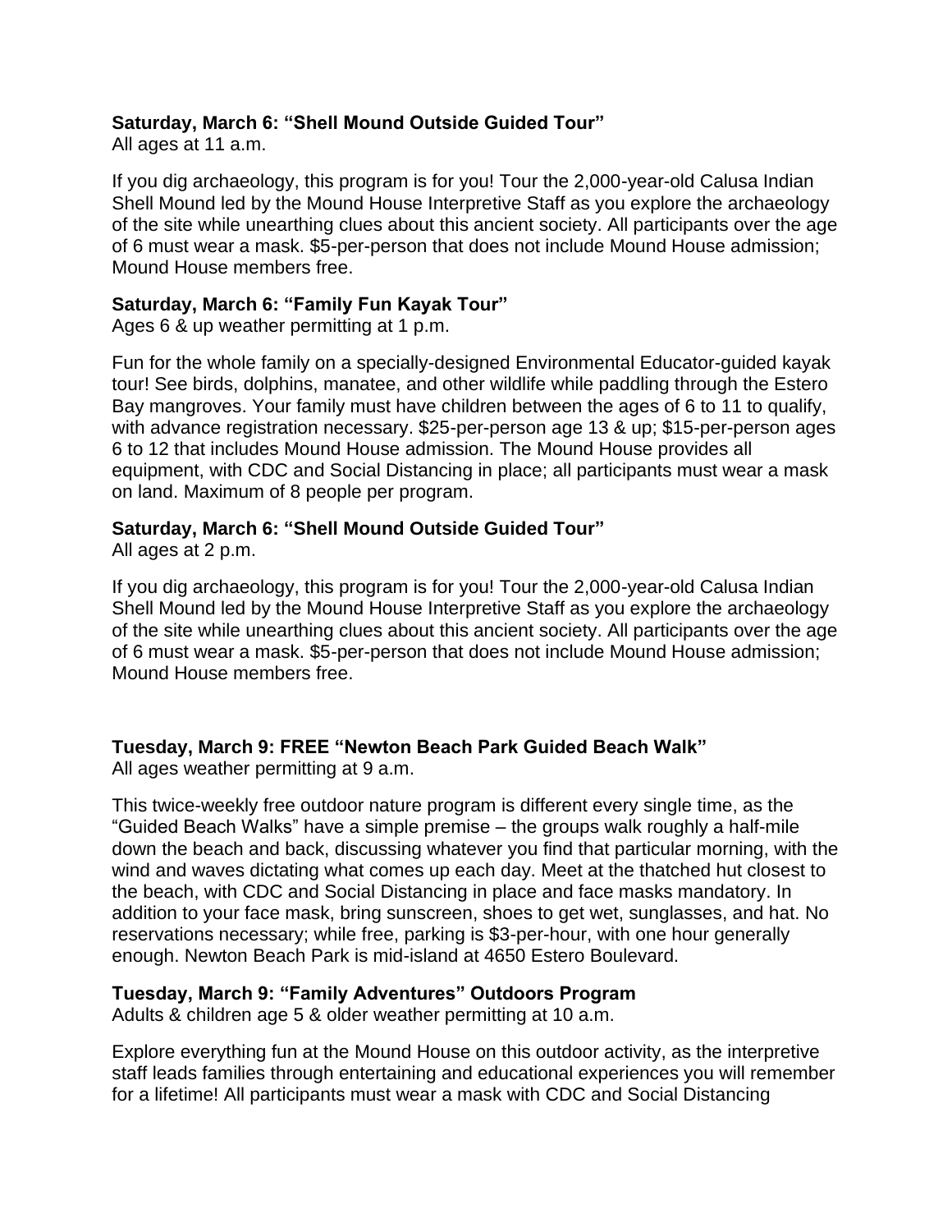**Saturday, March 6: “Shell Mound Outside Guided Tour”**
All ages at 11 a.m.

If you dig archaeology, this program is for you! Tour the 2,000-year-old Calusa Indian Shell Mound led by the Mound House Interpretive Staff as you explore the archaeology of the site while unearthing clues about this ancient society. All participants over the age of 6 must wear a mask. $5-per-person that does not include Mound House admission; Mound House members free.

**Saturday, March 6: “Family Fun Kayak Tour”**
Ages 6 & up weather permitting at 1 p.m.

Fun for the whole family on a specially-designed Environmental Educator-guided kayak tour! See birds, dolphins, manatee, and other wildlife while paddling through the Estero Bay mangroves. Your family must have children between the ages of 6 to 11 to qualify, with advance registration necessary. $25-per-person age 13 & up; $15-per-person ages 6 to 12 that includes Mound House admission. The Mound House provides all equipment, with CDC and Social Distancing in place; all participants must wear a mask on land. Maximum of 8 people per program.

**Saturday, March 6: “Shell Mound Outside Guided Tour”**
All ages at 2 p.m.

If you dig archaeology, this program is for you! Tour the 2,000-year-old Calusa Indian Shell Mound led by the Mound House Interpretive Staff as you explore the archaeology of the site while unearthing clues about this ancient society. All participants over the age of 6 must wear a mask. $5-per-person that does not include Mound House admission; Mound House members free.

**Tuesday, March 9: FREE “Newton Beach Park Guided Beach Walk”**
All ages weather permitting at 9 a.m.

This twice-weekly free outdoor nature program is different every single time, as the “Guided Beach Walks” have a simple premise – the groups walk roughly a half-mile down the beach and back, discussing whatever you find that particular morning, with the wind and waves dictating what comes up each day. Meet at the thatched hut closest to the beach, with CDC and Social Distancing in place and face masks mandatory. In addition to your face mask, bring sunscreen, shoes to get wet, sunglasses, and hat. No reservations necessary; while free, parking is $3-per-hour, with one hour generally enough. Newton Beach Park is mid-island at 4650 Estero Boulevard.

**Tuesday, March 9: “Family Adventures” Outdoors Program**
Adults & children age 5 & older weather permitting at 10 a.m.

Explore everything fun at the Mound House on this outdoor activity, as the interpretive staff leads families through entertaining and educational experiences you will remember for a lifetime! All participants must wear a mask with CDC and Social Distancing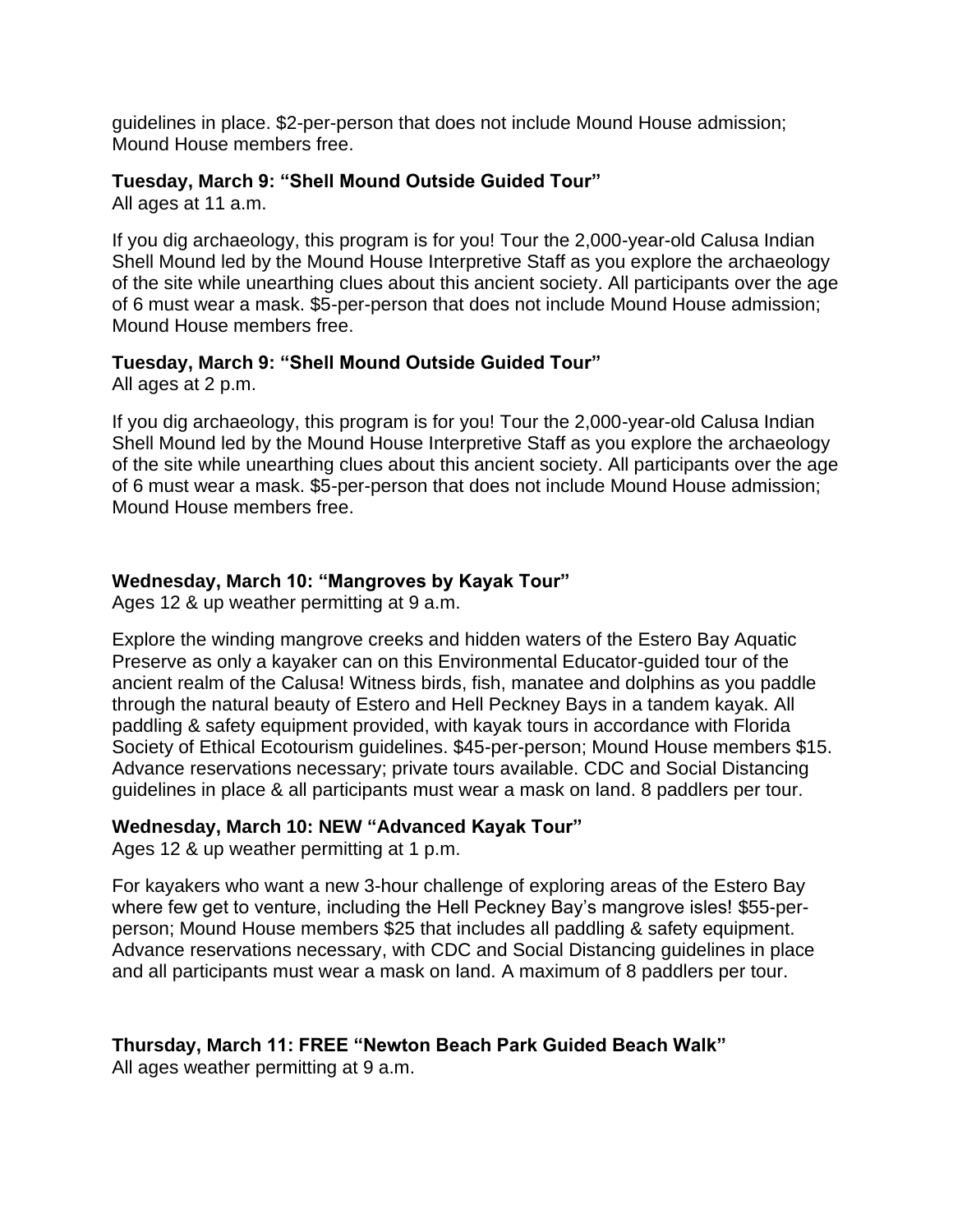guidelines in place. $2-per-person that does not include Mound House admission; Mound House members free.

**Tuesday, March 9: "Shell Mound Outside Guided Tour"**
All ages at 11 a.m.

If you dig archaeology, this program is for you! Tour the 2,000-year-old Calusa Indian Shell Mound led by the Mound House Interpretive Staff as you explore the archaeology of the site while unearthing clues about this ancient society. All participants over the age of 6 must wear a mask. $5-per-person that does not include Mound House admission; Mound House members free.

**Tuesday, March 9: "Shell Mound Outside Guided Tour"**
All ages at 2 p.m.

If you dig archaeology, this program is for you! Tour the 2,000-year-old Calusa Indian Shell Mound led by the Mound House Interpretive Staff as you explore the archaeology of the site while unearthing clues about this ancient society. All participants over the age of 6 must wear a mask. $5-per-person that does not include Mound House admission; Mound House members free.

**Wednesday, March 10: "Mangroves by Kayak Tour"**
Ages 12 & up weather permitting at 9 a.m.

Explore the winding mangrove creeks and hidden waters of the Estero Bay Aquatic Preserve as only a kayaker can on this Environmental Educator-guided tour of the ancient realm of the Calusa! Witness birds, fish, manatee and dolphins as you paddle through the natural beauty of Estero and Hell Peckney Bays in a tandem kayak. All paddling & safety equipment provided, with kayak tours in accordance with Florida Society of Ethical Ecotourism guidelines. $45-per-person; Mound House members $15. Advance reservations necessary; private tours available. CDC and Social Distancing guidelines in place & all participants must wear a mask on land. 8 paddlers per tour.

**Wednesday, March 10: NEW "Advanced Kayak Tour"**
Ages 12 & up weather permitting at 1 p.m.

For kayakers who want a new 3-hour challenge of exploring areas of the Estero Bay where few get to venture, including the Hell Peckney Bay's mangrove isles! $55-per-person; Mound House members $25 that includes all paddling & safety equipment. Advance reservations necessary, with CDC and Social Distancing guidelines in place and all participants must wear a mask on land. A maximum of 8 paddlers per tour.

**Thursday, March 11: FREE "Newton Beach Park Guided Beach Walk"**
All ages weather permitting at 9 a.m.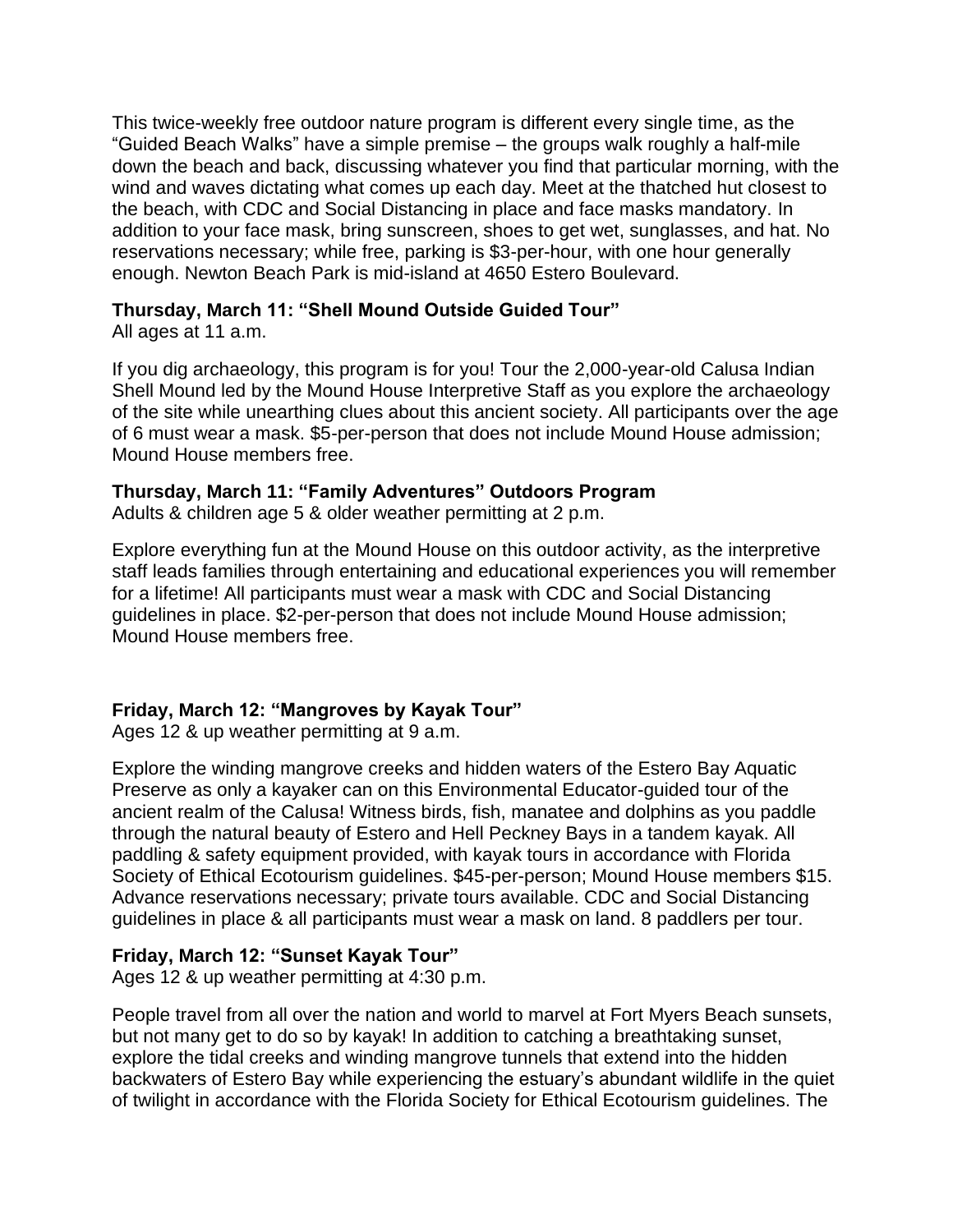This twice-weekly free outdoor nature program is different every single time, as the "Guided Beach Walks" have a simple premise – the groups walk roughly a half-mile down the beach and back, discussing whatever you find that particular morning, with the wind and waves dictating what comes up each day. Meet at the thatched hut closest to the beach, with CDC and Social Distancing in place and face masks mandatory. In addition to your face mask, bring sunscreen, shoes to get wet, sunglasses, and hat. No reservations necessary; while free, parking is $3-per-hour, with one hour generally enough. Newton Beach Park is mid-island at 4650 Estero Boulevard.

**Thursday, March 11: "Shell Mound Outside Guided Tour"**
All ages at 11 a.m.

If you dig archaeology, this program is for you! Tour the 2,000-year-old Calusa Indian Shell Mound led by the Mound House Interpretive Staff as you explore the archaeology of the site while unearthing clues about this ancient society. All participants over the age of 6 must wear a mask. $5-per-person that does not include Mound House admission; Mound House members free.

**Thursday, March 11: "Family Adventures" Outdoors Program**
Adults & children age 5 & older weather permitting at 2 p.m.

Explore everything fun at the Mound House on this outdoor activity, as the interpretive staff leads families through entertaining and educational experiences you will remember for a lifetime! All participants must wear a mask with CDC and Social Distancing guidelines in place. $2-per-person that does not include Mound House admission; Mound House members free.

**Friday, March 12: "Mangroves by Kayak Tour"**
Ages 12 & up weather permitting at 9 a.m.

Explore the winding mangrove creeks and hidden waters of the Estero Bay Aquatic Preserve as only a kayaker can on this Environmental Educator-guided tour of the ancient realm of the Calusa! Witness birds, fish, manatee and dolphins as you paddle through the natural beauty of Estero and Hell Peckney Bays in a tandem kayak. All paddling & safety equipment provided, with kayak tours in accordance with Florida Society of Ethical Ecotourism guidelines. $45-per-person; Mound House members $15. Advance reservations necessary; private tours available. CDC and Social Distancing guidelines in place & all participants must wear a mask on land. 8 paddlers per tour.

**Friday, March 12: "Sunset Kayak Tour"**
Ages 12 & up weather permitting at 4:30 p.m.

People travel from all over the nation and world to marvel at Fort Myers Beach sunsets, but not many get to do so by kayak! In addition to catching a breathtaking sunset, explore the tidal creeks and winding mangrove tunnels that extend into the hidden backwaters of Estero Bay while experiencing the estuary's abundant wildlife in the quiet of twilight in accordance with the Florida Society for Ethical Ecotourism guidelines. The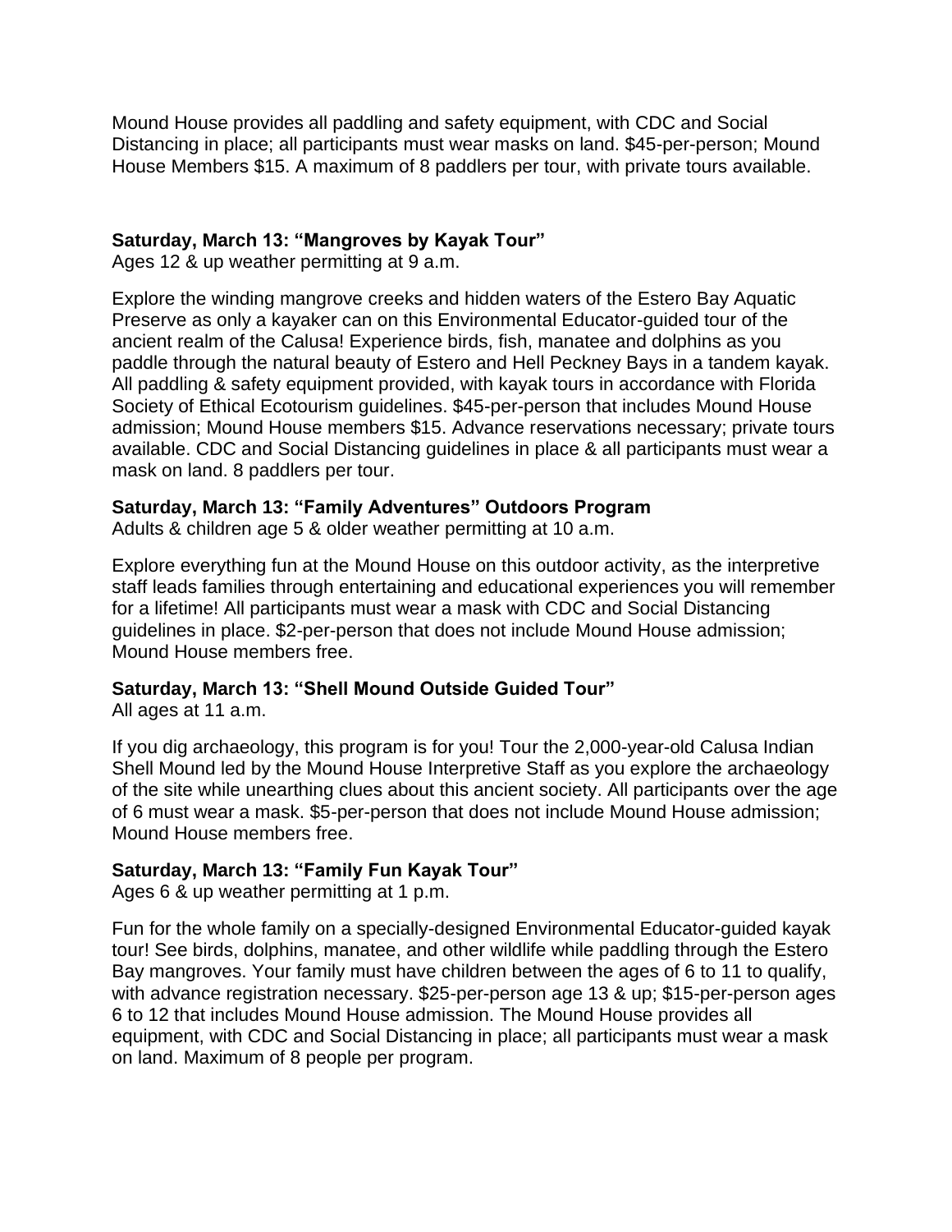Mound House provides all paddling and safety equipment, with CDC and Social Distancing in place; all participants must wear masks on land. $45-per-person; Mound House Members $15. A maximum of 8 paddlers per tour, with private tours available.

**Saturday, March 13: "Mangroves by Kayak Tour"**
Ages 12 & up weather permitting at 9 a.m.

Explore the winding mangrove creeks and hidden waters of the Estero Bay Aquatic Preserve as only a kayaker can on this Environmental Educator-guided tour of the ancient realm of the Calusa! Experience birds, fish, manatee and dolphins as you paddle through the natural beauty of Estero and Hell Peckney Bays in a tandem kayak. All paddling & safety equipment provided, with kayak tours in accordance with Florida Society of Ethical Ecotourism guidelines. $45-per-person that includes Mound House admission; Mound House members $15. Advance reservations necessary; private tours available. CDC and Social Distancing guidelines in place & all participants must wear a mask on land. 8 paddlers per tour.

**Saturday, March 13: "Family Adventures" Outdoors Program**
Adults & children age 5 & older weather permitting at 10 a.m.

Explore everything fun at the Mound House on this outdoor activity, as the interpretive staff leads families through entertaining and educational experiences you will remember for a lifetime! All participants must wear a mask with CDC and Social Distancing guidelines in place. $2-per-person that does not include Mound House admission; Mound House members free.

**Saturday, March 13: "Shell Mound Outside Guided Tour"**
All ages at 11 a.m.

If you dig archaeology, this program is for you! Tour the 2,000-year-old Calusa Indian Shell Mound led by the Mound House Interpretive Staff as you explore the archaeology of the site while unearthing clues about this ancient society. All participants over the age of 6 must wear a mask. $5-per-person that does not include Mound House admission; Mound House members free.

**Saturday, March 13: "Family Fun Kayak Tour"**
Ages 6 & up weather permitting at 1 p.m.

Fun for the whole family on a specially-designed Environmental Educator-guided kayak tour! See birds, dolphins, manatee, and other wildlife while paddling through the Estero Bay mangroves. Your family must have children between the ages of 6 to 11 to qualify, with advance registration necessary. $25-per-person age 13 & up; $15-per-person ages 6 to 12 that includes Mound House admission. The Mound House provides all equipment, with CDC and Social Distancing in place; all participants must wear a mask on land. Maximum of 8 people per program.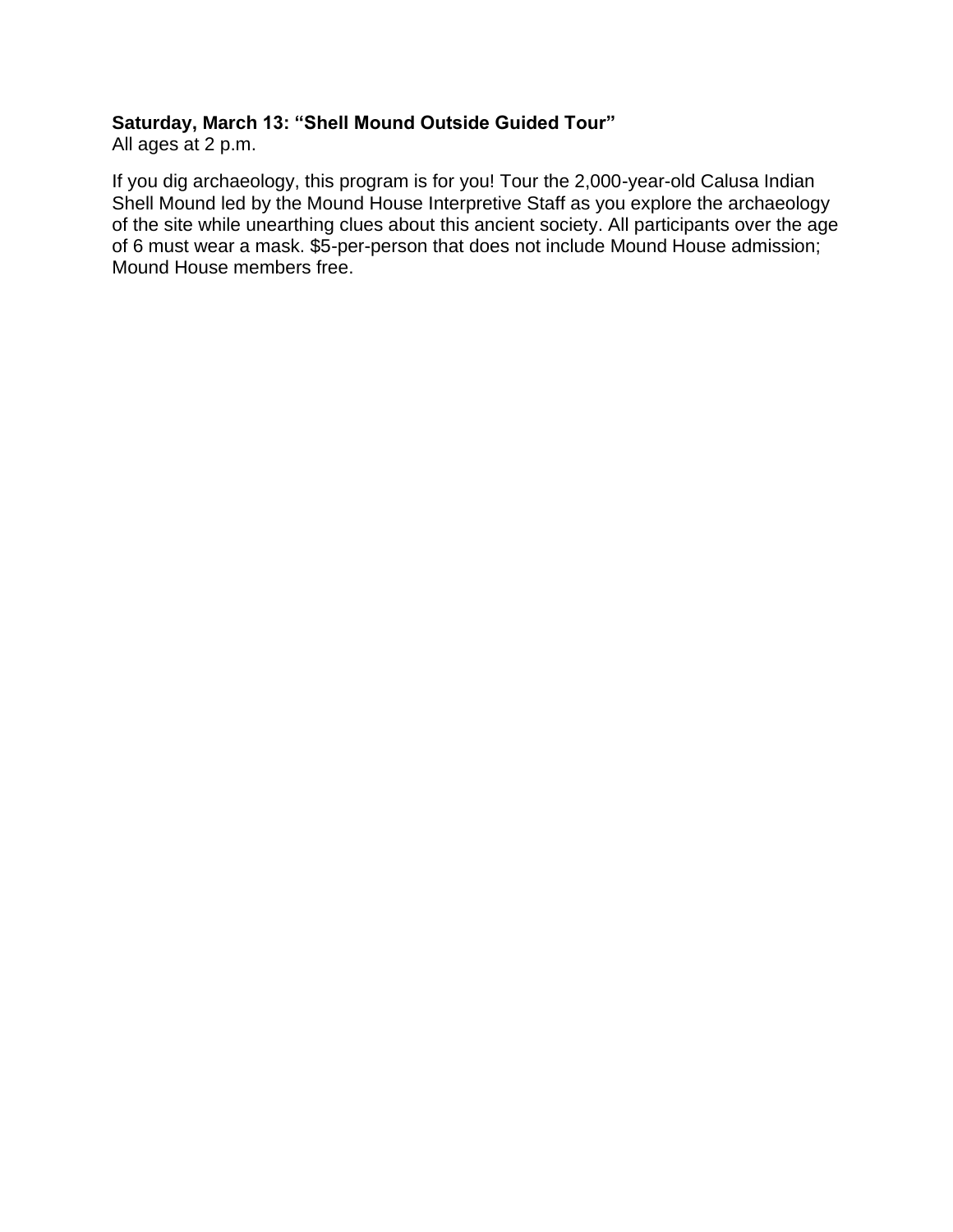**Saturday, March 13: “Shell Mound Outside Guided Tour”**
All ages at 2 p.m.

If you dig archaeology, this program is for you! Tour the 2,000-year-old Calusa Indian Shell Mound led by the Mound House Interpretive Staff as you explore the archaeology of the site while unearthing clues about this ancient society. All participants over the age of 6 must wear a mask. $5-per-person that does not include Mound House admission; Mound House members free.